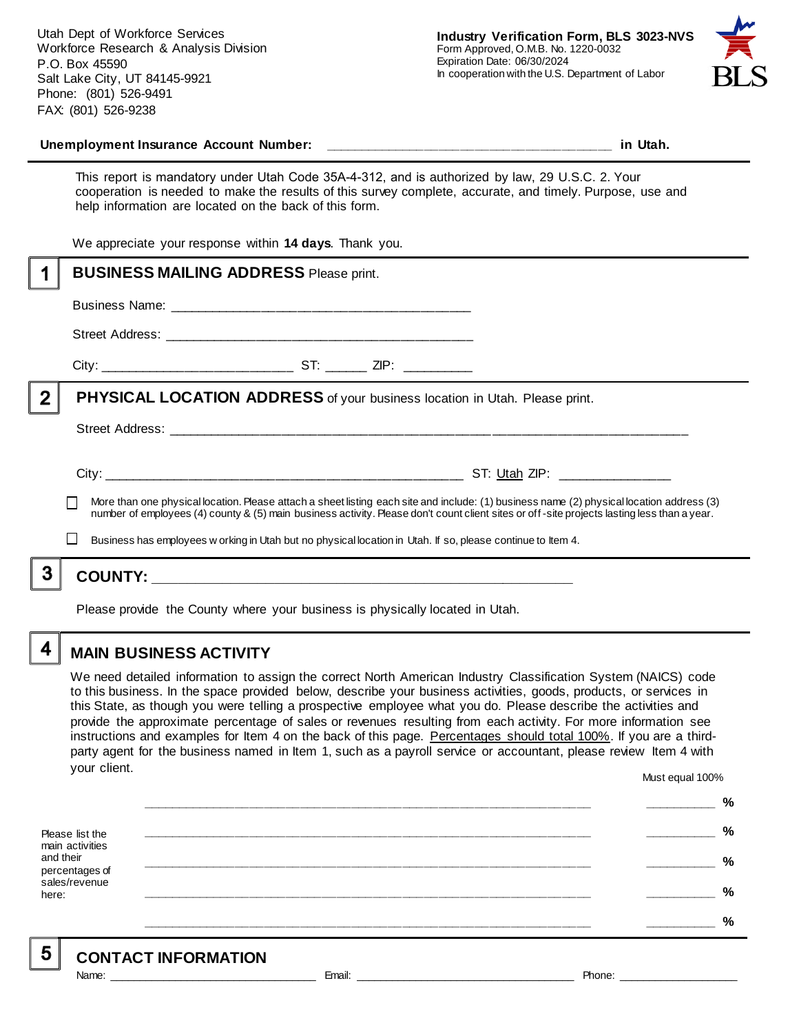Utah Dept of Workforce Services
Workforce Research & Analysis Division
P.O. Box 45590
Salt Lake City, UT 84145-9921
Phone: (801) 526-9491
FAX: (801) 526-9238

**Industry Verification Form, BLS 3023-NVS**
Form Approved, O.M.B. No. 1220-0032
Expiration Date: 06/30/2024
In cooperation with the U.S. Department of Labor

BLS

**Unemployment Insurance Account Number:** ______________________________________ **in Utah.**

This report is mandatory under Utah Code 35A-4-312, and is authorized by law, 29 U.S.C. 2. Your cooperation is needed to make the results of this survey complete, accurate, and timely. Purpose, use and help information are located on the back of this form.

We appreciate your response within **14 days**. Thank you.

## 1 BUSINESS MAILING ADDRESS Please print.

Business Name: ________________________________________

Street Address: ________________________________________

City: __________________________ ST: ______ ZIP: _________

## 2 PHYSICAL LOCATION ADDRESS of your business location in Utah. Please print.

Street Address: ______________________________________________________________________

City: ________________________________________________ ST: Utah ZIP: _______________

☐ More than one physical location. Please attach a sheet listing each site and include: (1) business name (2) physical location address (3) number of employees (4) county & (5) main business activity. Please don't count client sites or off-site projects lasting less than a year.

☐ Business has employees working in Utah but no physical location in Utah. If so, please continue to Item 4.

## 3 COUNTY: _______________________________________________________

Please provide the County where your business is physically located in Utah.

## 4 MAIN BUSINESS ACTIVITY

We need detailed information to assign the correct North American Industry Classification System (NAICS) code to this business. In the space provided below, describe your business activities, goods, products, or services in this State, as though you were telling a prospective employee what you do. Please describe the activities and provide the approximate percentage of sales or revenues resulting from each activity. For more information see instructions and examples for Item 4 on the back of this page. Percentages should total 100%. If you are a third-party agent for the business named in Item 1, such as a payroll service or accountant, please review Item 4 with your client.

Must equal 100%

Please list the main activities and their percentages of sales/revenue here:

_____________________________________________________________ __________ %

_____________________________________________________________ __________ %

_____________________________________________________________ __________ %

_____________________________________________________________ __________ %

_____________________________________________________________ __________ %

## 5 CONTACT INFORMATION

Name: ______________________________ Email: ________________________________ Phone: __________________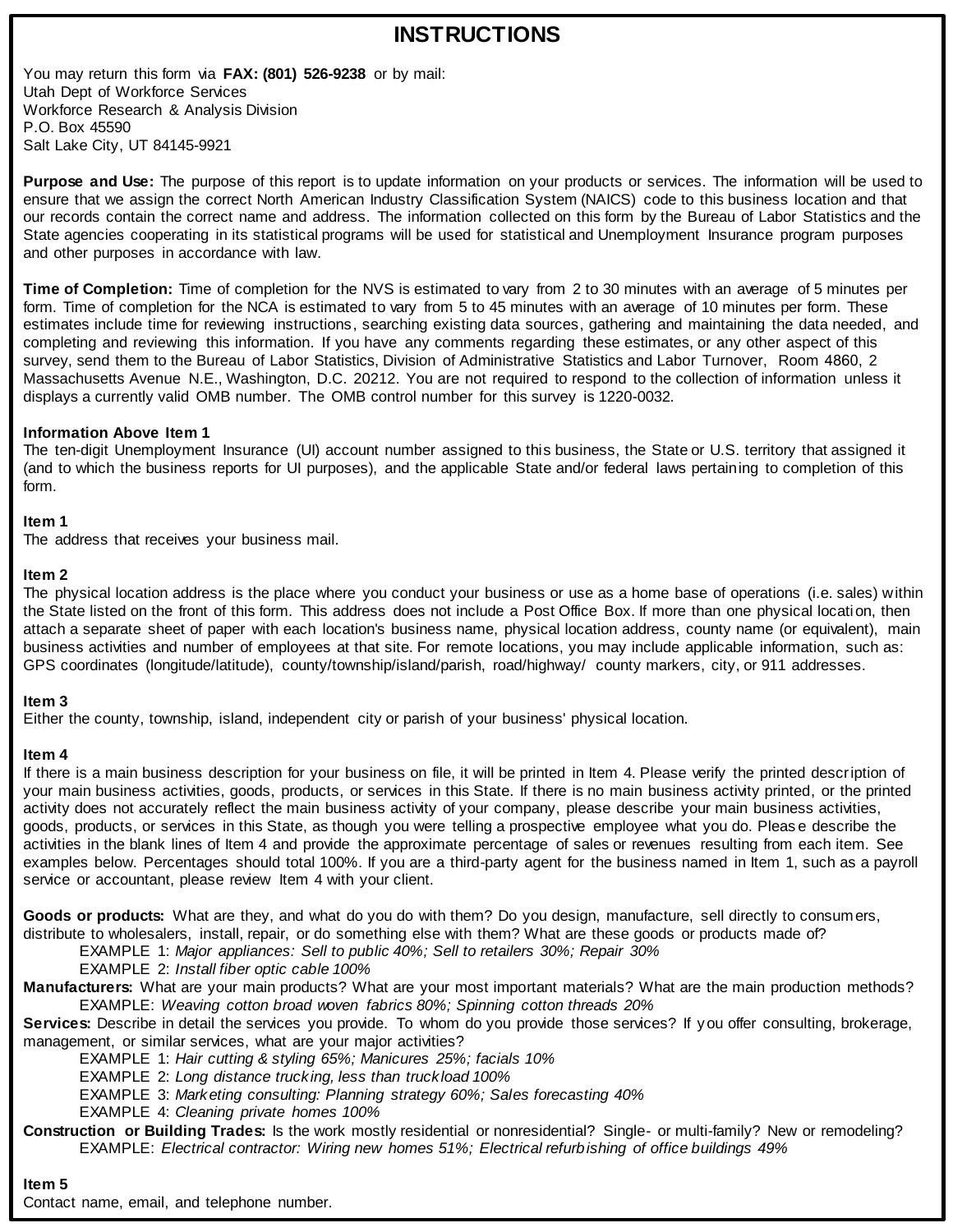# INSTRUCTIONS

You may return this form via **FAX: (801) 526-9238** or by mail:
Utah Dept of Workforce Services
Workforce Research & Analysis Division
P.O. Box 45590
Salt Lake City, UT 84145-9921

**Purpose and Use:** The purpose of this report is to update information on your products or services. The information will be used to ensure that we assign the correct North American Industry Classification System (NAICS) code to this business location and that our records contain the correct name and address. The information collected on this form by the Bureau of Labor Statistics and the State agencies cooperating in its statistical programs will be used for statistical and Unemployment Insurance program purposes and other purposes in accordance with law.

**Time of Completion:** Time of completion for the NVS is estimated to vary from 2 to 30 minutes with an average of 5 minutes per form. Time of completion for the NCA is estimated to vary from 5 to 45 minutes with an average of 10 minutes per form. These estimates include time for reviewing instructions, searching existing data sources, gathering and maintaining the data needed, and completing and reviewing this information. If you have any comments regarding these estimates, or any other aspect of this survey, send them to the Bureau of Labor Statistics, Division of Administrative Statistics and Labor Turnover, Room 4860, 2 Massachusetts Avenue N.E., Washington, D.C. 20212. You are not required to respond to the collection of information unless it displays a currently valid OMB number. The OMB control number for this survey is 1220-0032.

**Information Above Item 1**
The ten-digit Unemployment Insurance (UI) account number assigned to this business, the State or U.S. territory that assigned it (and to which the business reports for UI purposes), and the applicable State and/or federal laws pertaining to completion of this form.

**Item 1**
The address that receives your business mail.

**Item 2**
The physical location address is the place where you conduct your business or use as a home base of operations (i.e. sales) within the State listed on the front of this form. This address does not include a Post Office Box. If more than one physical location, then attach a separate sheet of paper with each location's business name, physical location address, county name (or equivalent), main business activities and number of employees at that site. For remote locations, you may include applicable information, such as: GPS coordinates (longitude/latitude), county/township/island/parish, road/highway/ county markers, city, or 911 addresses.

**Item 3**
Either the county, township, island, independent city or parish of your business' physical location.

**Item 4**
If there is a main business description for your business on file, it will be printed in Item 4. Please verify the printed description of your main business activities, goods, products, or services in this State. If there is no main business activity printed, or the printed activity does not accurately reflect the main business activity of your company, please describe your main business activities, goods, products, or services in this State, as though you were telling a prospective employee what you do. Please describe the activities in the blank lines of Item 4 and provide the approximate percentage of sales or revenues resulting from each item. See examples below. Percentages should total 100%. If you are a third-party agent for the business named in Item 1, such as a payroll service or accountant, please review Item 4 with your client.

**Goods or products:** What are they, and what do you do with them? Do you design, manufacture, sell directly to consumers, distribute to wholesalers, install, repair, or do something else with them? What are these goods or products made of?
- EXAMPLE 1: *Major appliances: Sell to public 40%; Sell to retailers 30%; Repair 30%*
- EXAMPLE 2: *Install fiber optic cable 100%*

**Manufacturers:** What are your main products? What are your most important materials? What are the main production methods?
- EXAMPLE: *Weaving cotton broad woven fabrics 80%; Spinning cotton threads 20%*

**Services:** Describe in detail the services you provide. To whom do you provide those services? If you offer consulting, brokerage, management, or similar services, what are your major activities?
- EXAMPLE 1: *Hair cutting & styling 65%; Manicures 25%; facials 10%*
- EXAMPLE 2: *Long distance trucking, less than truckload 100%*
- EXAMPLE 3: *Marketing consulting: Planning strategy 60%; Sales forecasting 40%*
- EXAMPLE 4: *Cleaning private homes 100%*

**Construction or Building Trades:** Is the work mostly residential or nonresidential? Single- or multi-family? New or remodeling?
- EXAMPLE: *Electrical contractor: Wiring new homes 51%; Electrical refurbishing of office buildings 49%*

**Item 5**
Contact name, email, and telephone number.